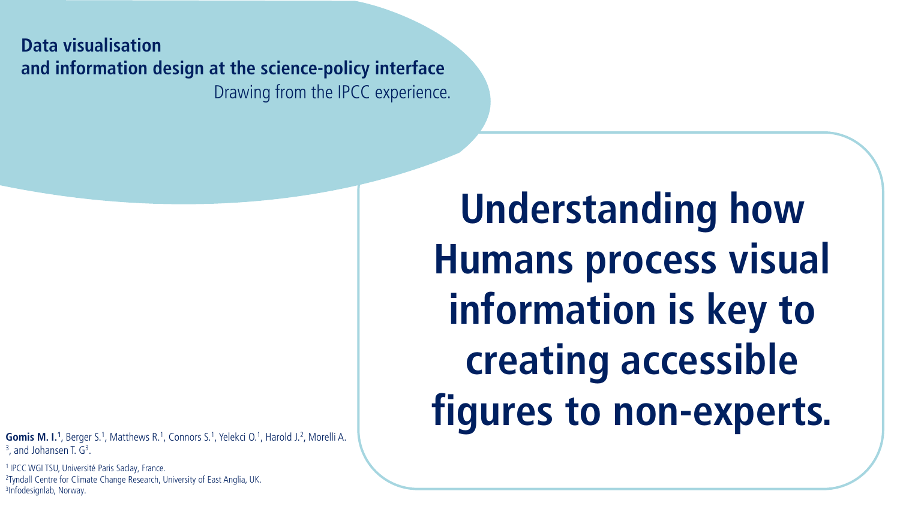**Data visualisation**
**and information design at the science-policy interface**

Drawing from the IPCC experience.

# Understanding how Humans process visual information is key to creating accessible figures to non-experts.

**Gomis M. I.[1]**, Berger S.[1], Matthews R.[1], Connors S.[1], Yelekci O.[1], Harold J.[2], Morelli A.[3], and Johansen T. G[3].

[1] IPCC WGI TSU, Université Paris Saclay, France.
[2] Tyndall Centre for Climate Change Research, University of East Anglia, UK.
[3] Infodesignlab, Norway.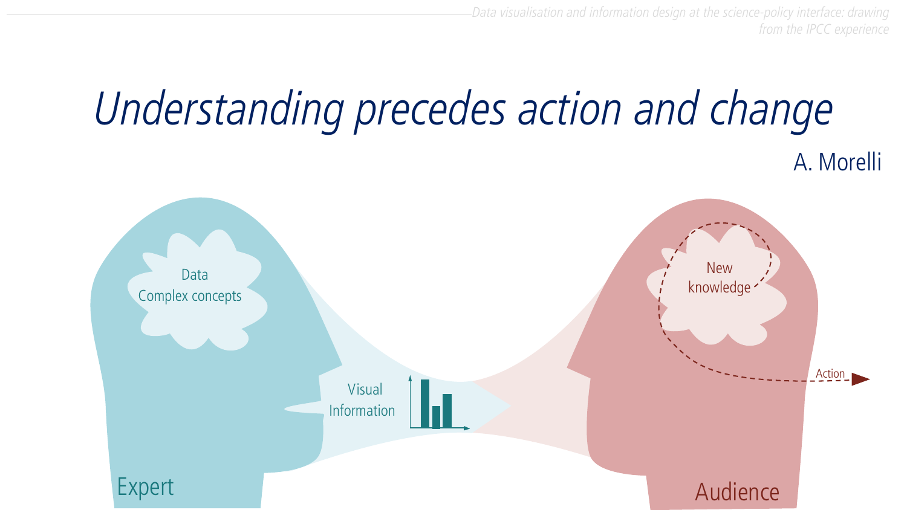# *Understanding precedes action and change*

A. Morelli

Data
Complex concepts

Visual
Information

New
knowledge

Action

Expert

Audience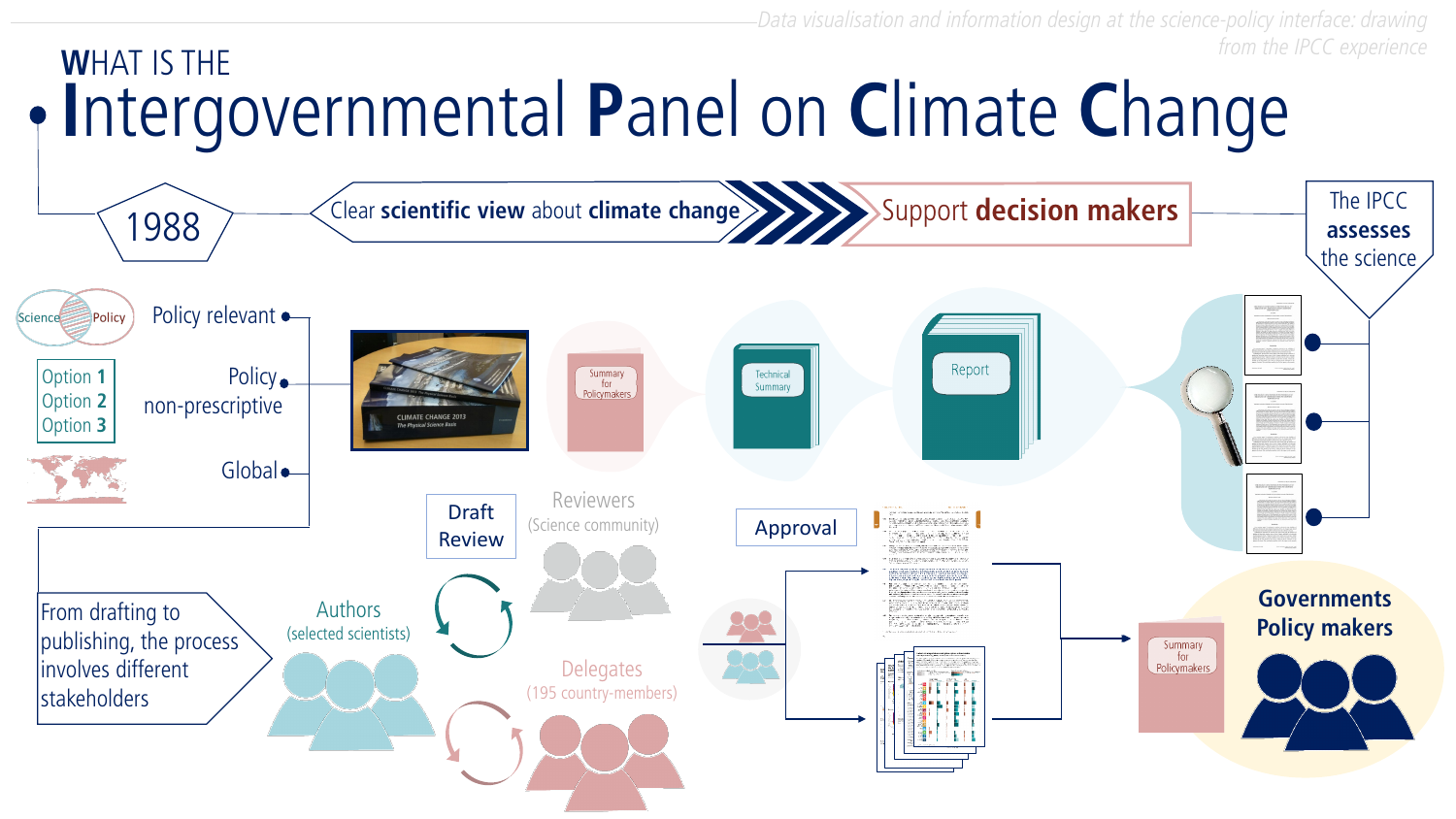# WHAT IS THE Intergovernmental Panel on Climate Change

1988

Clear **scientific view** about **climate change** → Support **decision makers**

The IPCC **assesses** the science

Science / Policy

Policy relevant

Option 1
Option 2
Option 3

Policy non-prescriptive

Global

Summary for Policymakers

Technical Summary

Report

Draft Review

Reviewers (Science community)

Approval

From drafting to publishing, the process involves different stakeholders

Authors (selected scientists)

Delegates (195 country-members)

Summary for Policymakers

**Governments Policy makers**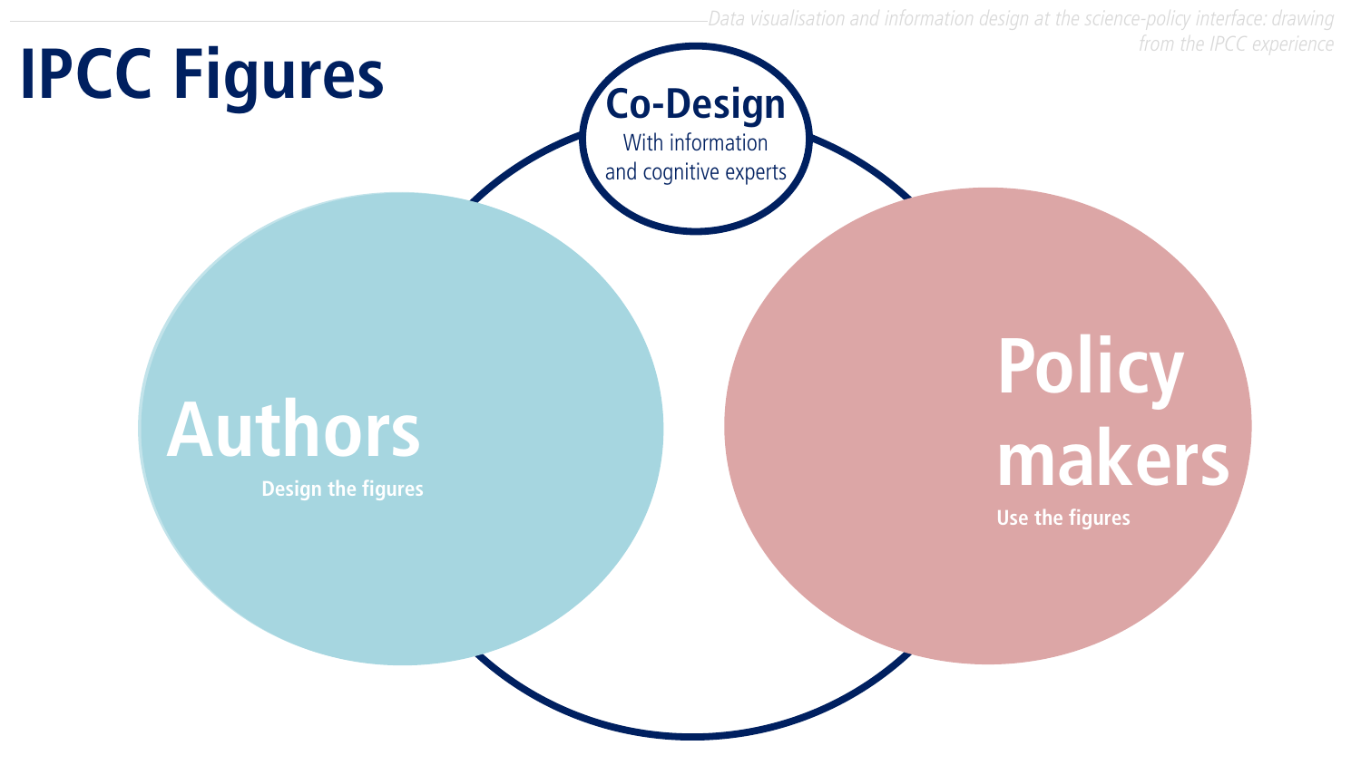# IPCC Figures

**Co-Design**
With information and cognitive experts

**Authors**
Design the figures

**Policy makers**
Use the figures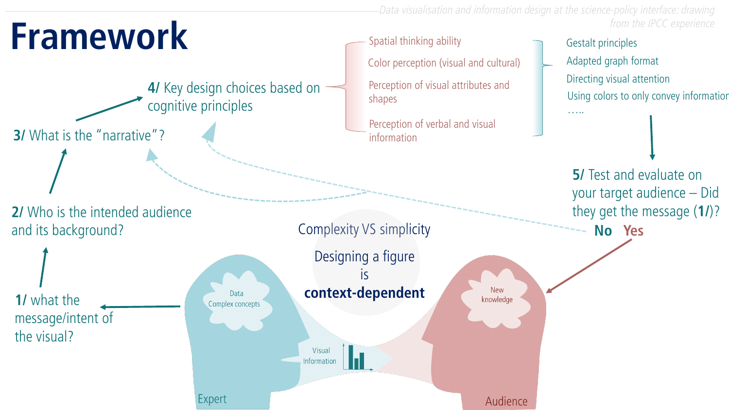# Framework

1/ what the message/intent of the visual?

2/ Who is the intended audience and its background?

3/ What is the "narrative"?

4/ Key design choices based on cognitive principles

- Spatial thinking ability
- Color perception (visual and cultural)
- Perception of visual attributes and shapes
- Perception of verbal and visual information

- Gestalt principles
- Adapted graph format
- Directing visual attention
- Using colors to only convey information
- …..

5/ Test and evaluate on your target audience – Did they get the message (1/)?

**No** **Yes**

Complexity VS simplicity

Designing a figure is **context-dependent**

Expert: Data, Complex concepts — Visual Information

Audience: New knowledge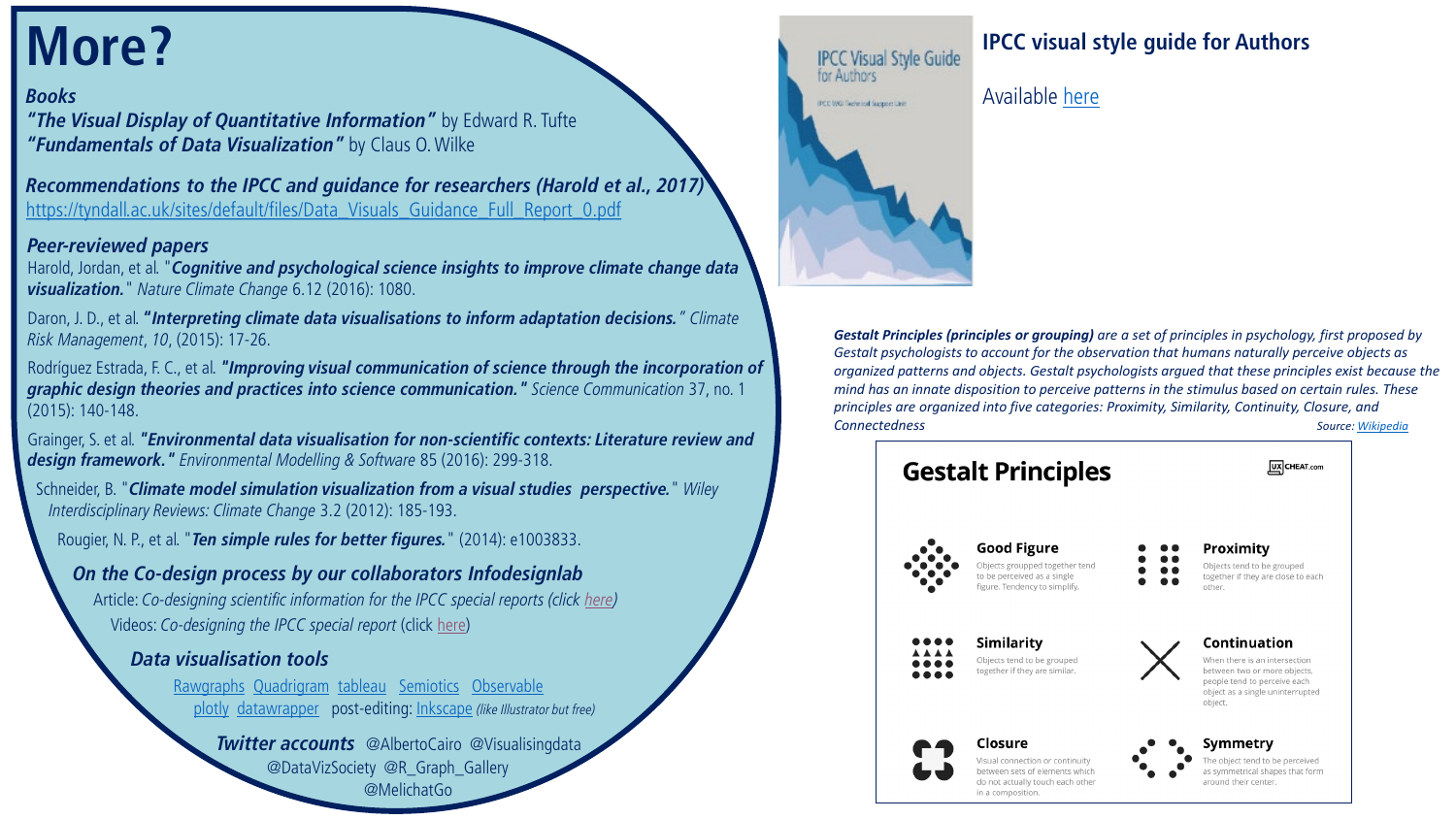# More?

***Books***

***"The Visual Display of Quantitative Information"*** by Edward R. Tufte
***"Fundamentals of Data Visualization"*** by Claus O. Wilke

***Recommendations to the IPCC and guidance for researchers (Harold et al., 2017)***
https://tyndall.ac.uk/sites/default/files/Data_Visuals_Guidance_Full_Report_0.pdf

***Peer-reviewed papers***

Harold, Jordan, et al. "***Cognitive and psychological science insights to improve climate change data visualization.***" *Nature Climate Change* 6.12 (2016): 1080.

Daron, J. D., et al. "***Interpreting climate data visualisations to inform adaptation decisions.***" *Climate Risk Management*, *10*, (2015): 17-26.

Rodríguez Estrada, F. C., et al. "***Improving visual communication of science through the incorporation of graphic design theories and practices into science communication.***" *Science Communication* 37, no. 1 (2015): 140-148.

Grainger, S. et al. "***Environmental data visualisation for non-scientific contexts: Literature review and design framework.***" *Environmental Modelling & Software* 85 (2016): 299-318.

Schneider, B. "***Climate model simulation visualization from a visual studies perspective.***" *Wiley Interdisciplinary Reviews: Climate Change* 3.2 (2012): 185-193.

Rougier, N. P., et al. "***Ten simple rules for better figures.***" (2014): e1003833.

***On the Co-design process by our collaborators Infodesignlab***

Article: *Co-designing scientific information for the IPCC special reports (click here)*
Videos: *Co-designing the IPCC special report* (click here)

***Data visualisation tools***

Rawgraphs Quadrigram tableau Semiotics Observable
plotly datawrapper post-editing: Inkscape *(like Illustrator but free)*

***Twitter accounts*** @AlbertoCairo @Visualisingdata @DataVizSociety @R_Graph_Gallery @MelichatGo

## IPCC visual style guide for Authors

Available here

***Gestalt Principles (principles or grouping)*** *are a set of principles in psychology, first proposed by Gestalt psychologists to account for the observation that humans naturally perceive objects as organized patterns and objects. Gestalt psychologists argued that these principles exist because the mind has an innate disposition to perceive patterns in the stimulus based on certain rules. These principles are organized into five categories: Proximity, Similarity, Continuity, Closure, and Connectedness*

*Source: Wikipedia*

**Gestalt Principles**

UXCHEAT.com

**Good Figure**
Objects groupped together tend to be perceived as a single figure. Tendency to simplify.

**Proximity**
Objects tend to be grouped together if they are close to each other.

**Similarity**
Objects tend to be grouped together if they are similar.

**Continuation**
When there is an intersection between two or more objects, people tend to perceive each object as a single uninterrupted object.

**Closure**
Visual connection or continuity between sets of elements which do not actually touch each other in a composition.

**Symmetry**
The object tend to be perceived as symmetrical shapes that form around their center.